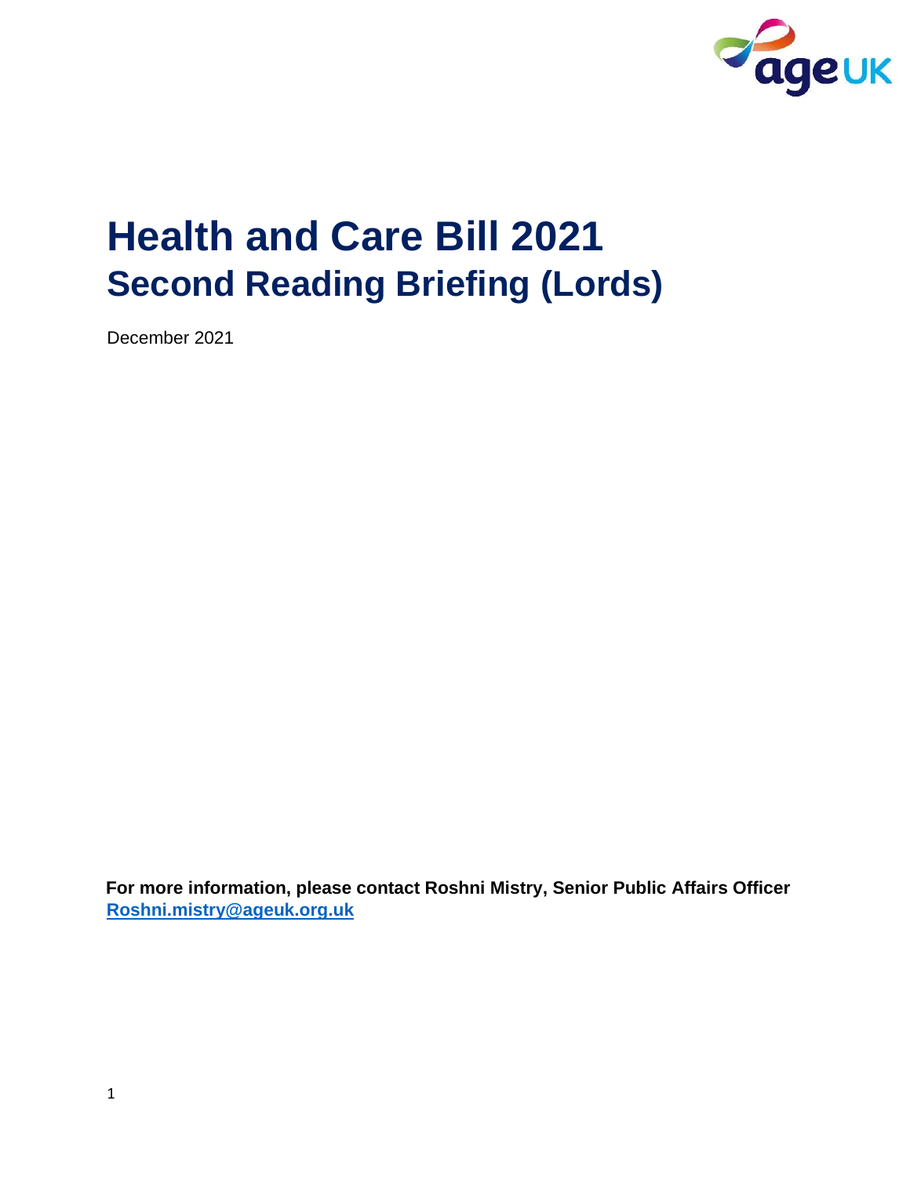# Health and Care Bill 2021

## Second Reading Briefing (Lords)

December 2021

**For more information, please contact Roshni Mistry, Senior Public Affairs Officer**
**[Roshni.mistry@ageuk.org.uk](mailto:Roshni.mistry@ageuk.org.uk)**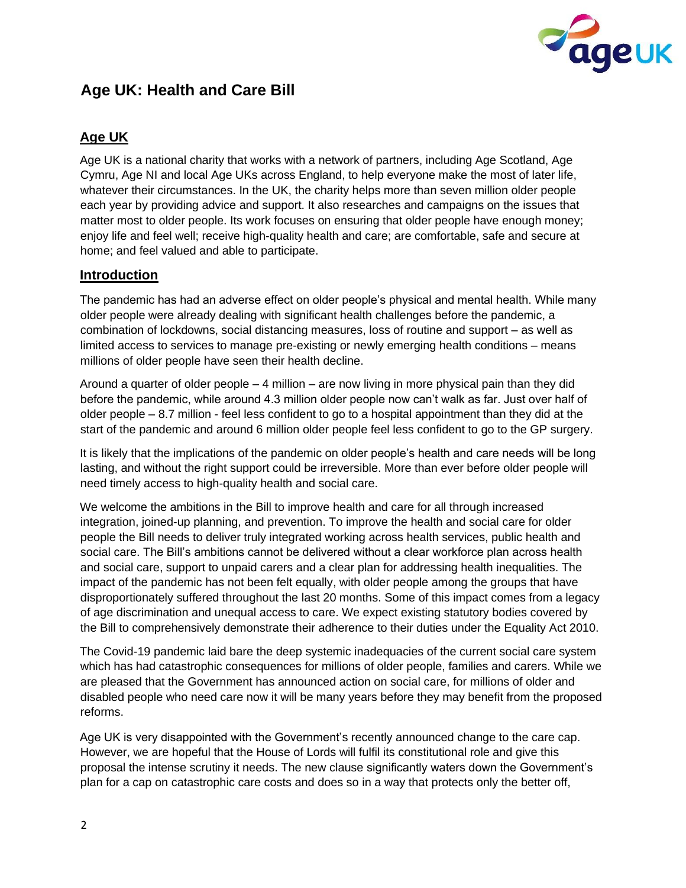# Age UK: Health and Care Bill

## Age UK

Age UK is a national charity that works with a network of partners, including Age Scotland, Age Cymru, Age NI and local Age UKs across England, to help everyone make the most of later life, whatever their circumstances. In the UK, the charity helps more than seven million older people each year by providing advice and support. It also researches and campaigns on the issues that matter most to older people. Its work focuses on ensuring that older people have enough money; enjoy life and feel well; receive high-quality health and care; are comfortable, safe and secure at home; and feel valued and able to participate.

## Introduction

The pandemic has had an adverse effect on older people's physical and mental health. While many older people were already dealing with significant health challenges before the pandemic, a combination of lockdowns, social distancing measures, loss of routine and support – as well as limited access to services to manage pre-existing or newly emerging health conditions – means millions of older people have seen their health decline.

Around a quarter of older people – 4 million – are now living in more physical pain than they did before the pandemic, while around 4.3 million older people now can't walk as far. Just over half of older people – 8.7 million - feel less confident to go to a hospital appointment than they did at the start of the pandemic and around 6 million older people feel less confident to go to the GP surgery.

It is likely that the implications of the pandemic on older people's health and care needs will be long lasting, and without the right support could be irreversible. More than ever before older people will need timely access to high-quality health and social care.

We welcome the ambitions in the Bill to improve health and care for all through increased integration, joined-up planning, and prevention. To improve the health and social care for older people the Bill needs to deliver truly integrated working across health services, public health and social care. The Bill's ambitions cannot be delivered without a clear workforce plan across health and social care, support to unpaid carers and a clear plan for addressing health inequalities. The impact of the pandemic has not been felt equally, with older people among the groups that have disproportionately suffered throughout the last 20 months. Some of this impact comes from a legacy of age discrimination and unequal access to care. We expect existing statutory bodies covered by the Bill to comprehensively demonstrate their adherence to their duties under the Equality Act 2010.

The Covid-19 pandemic laid bare the deep systemic inadequacies of the current social care system which has had catastrophic consequences for millions of older people, families and carers. While we are pleased that the Government has announced action on social care, for millions of older and disabled people who need care now it will be many years before they may benefit from the proposed reforms.

Age UK is very disappointed with the Government's recently announced change to the care cap. However, we are hopeful that the House of Lords will fulfil its constitutional role and give this proposal the intense scrutiny it needs. The new clause significantly waters down the Government's plan for a cap on catastrophic care costs and does so in a way that protects only the better off,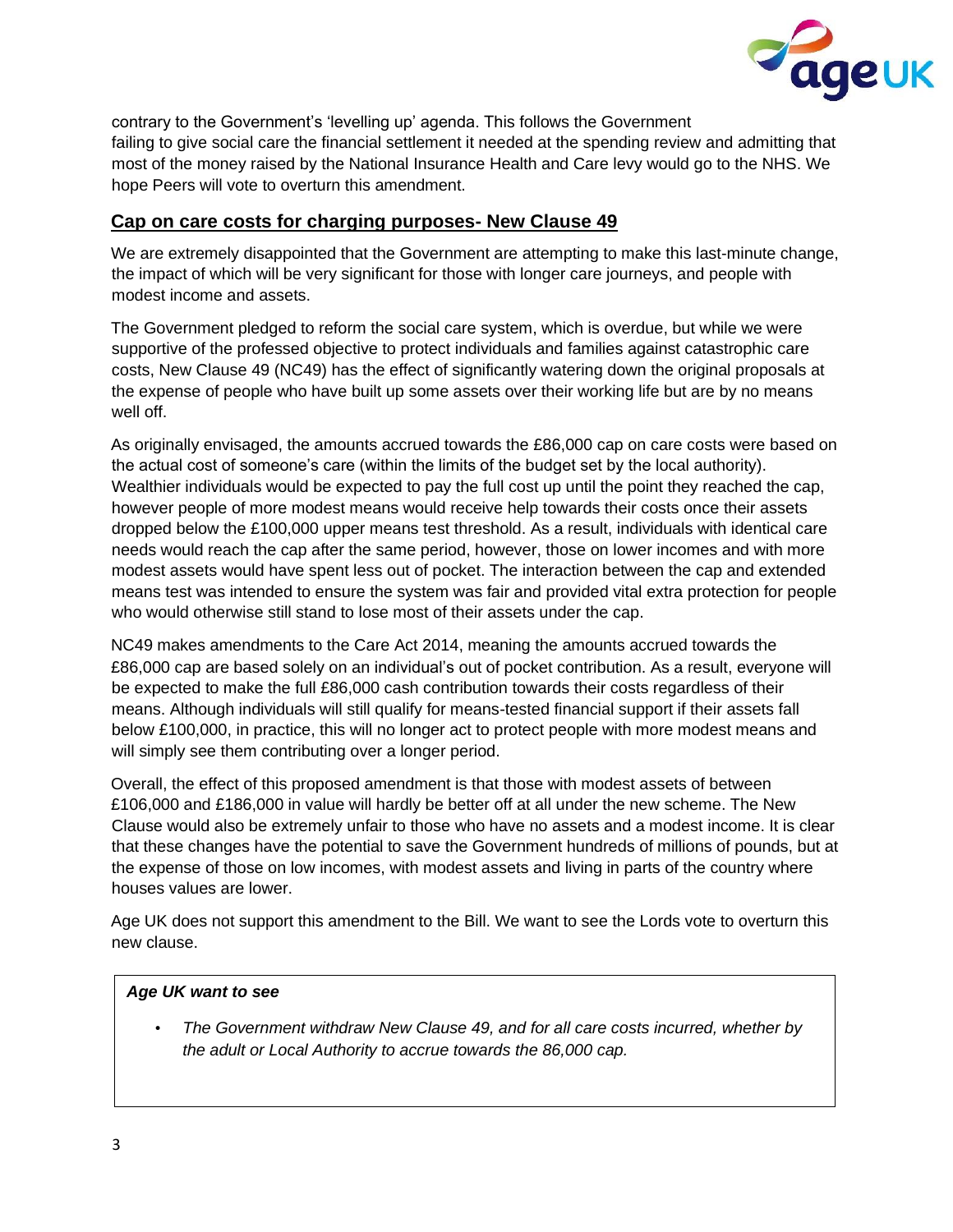contrary to the Government's 'levelling up' agenda. This follows the Government failing to give social care the financial settlement it needed at the spending review and admitting that most of the money raised by the National Insurance Health and Care levy would go to the NHS. We hope Peers will vote to overturn this amendment.

## Cap on care costs for charging purposes- New Clause 49

We are extremely disappointed that the Government are attempting to make this last-minute change, the impact of which will be very significant for those with longer care journeys, and people with modest income and assets.

The Government pledged to reform the social care system, which is overdue, but while we were supportive of the professed objective to protect individuals and families against catastrophic care costs, New Clause 49 (NC49) has the effect of significantly watering down the original proposals at the expense of people who have built up some assets over their working life but are by no means well off.

As originally envisaged, the amounts accrued towards the £86,000 cap on care costs were based on the actual cost of someone's care (within the limits of the budget set by the local authority). Wealthier individuals would be expected to pay the full cost up until the point they reached the cap, however people of more modest means would receive help towards their costs once their assets dropped below the £100,000 upper means test threshold. As a result, individuals with identical care needs would reach the cap after the same period, however, those on lower incomes and with more modest assets would have spent less out of pocket. The interaction between the cap and extended means test was intended to ensure the system was fair and provided vital extra protection for people who would otherwise still stand to lose most of their assets under the cap.

NC49 makes amendments to the Care Act 2014, meaning the amounts accrued towards the £86,000 cap are based solely on an individual's out of pocket contribution. As a result, everyone will be expected to make the full £86,000 cash contribution towards their costs regardless of their means. Although individuals will still qualify for means-tested financial support if their assets fall below £100,000, in practice, this will no longer act to protect people with more modest means and will simply see them contributing over a longer period.

Overall, the effect of this proposed amendment is that those with modest assets of between £106,000 and £186,000 in value will hardly be better off at all under the new scheme. The New Clause would also be extremely unfair to those who have no assets and a modest income. It is clear that these changes have the potential to save the Government hundreds of millions of pounds, but at the expense of those on low incomes, with modest assets and living in parts of the country where houses values are lower.

Age UK does not support this amendment to the Bill. We want to see the Lords vote to overturn this new clause.

> ***Age UK want to see***
>
> - *The Government withdraw New Clause 49, and for all care costs incurred, whether by the adult or Local Authority to accrue towards the 86,000 cap.*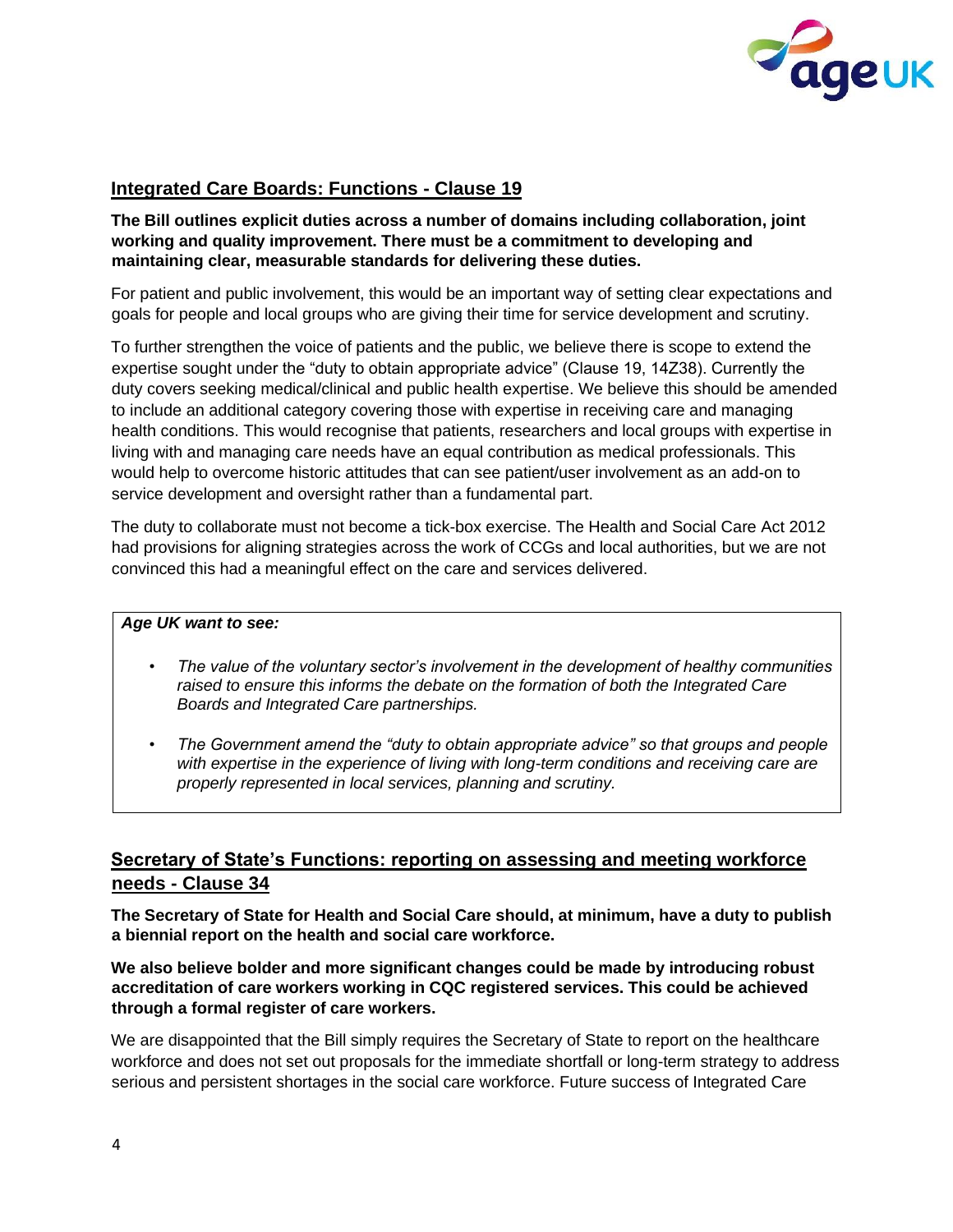## Integrated Care Boards: Functions - Clause 19

**The Bill outlines explicit duties across a number of domains including collaboration, joint working and quality improvement. There must be a commitment to developing and maintaining clear, measurable standards for delivering these duties.**

For patient and public involvement, this would be an important way of setting clear expectations and goals for people and local groups who are giving their time for service development and scrutiny.

To further strengthen the voice of patients and the public, we believe there is scope to extend the expertise sought under the "duty to obtain appropriate advice" (Clause 19, 14Z38). Currently the duty covers seeking medical/clinical and public health expertise. We believe this should be amended to include an additional category covering those with expertise in receiving care and managing health conditions. This would recognise that patients, researchers and local groups with expertise in living with and managing care needs have an equal contribution as medical professionals. This would help to overcome historic attitudes that can see patient/user involvement as an add-on to service development and oversight rather than a fundamental part.

The duty to collaborate must not become a tick-box exercise. The Health and Social Care Act 2012 had provisions for aligning strategies across the work of CCGs and local authorities, but we are not convinced this had a meaningful effect on the care and services delivered.

> ***Age UK want to see:***
>
> - *The value of the voluntary sector's involvement in the development of healthy communities raised to ensure this informs the debate on the formation of both the Integrated Care Boards and Integrated Care partnerships.*
> - *The Government amend the "duty to obtain appropriate advice" so that groups and people with expertise in the experience of living with long-term conditions and receiving care are properly represented in local services, planning and scrutiny.*

## Secretary of State's Functions: reporting on assessing and meeting workforce needs - Clause 34

**The Secretary of State for Health and Social Care should, at minimum, have a duty to publish a biennial report on the health and social care workforce.**

**We also believe bolder and more significant changes could be made by introducing robust accreditation of care workers working in CQC registered services. This could be achieved through a formal register of care workers.**

We are disappointed that the Bill simply requires the Secretary of State to report on the healthcare workforce and does not set out proposals for the immediate shortfall or long-term strategy to address serious and persistent shortages in the social care workforce. Future success of Integrated Care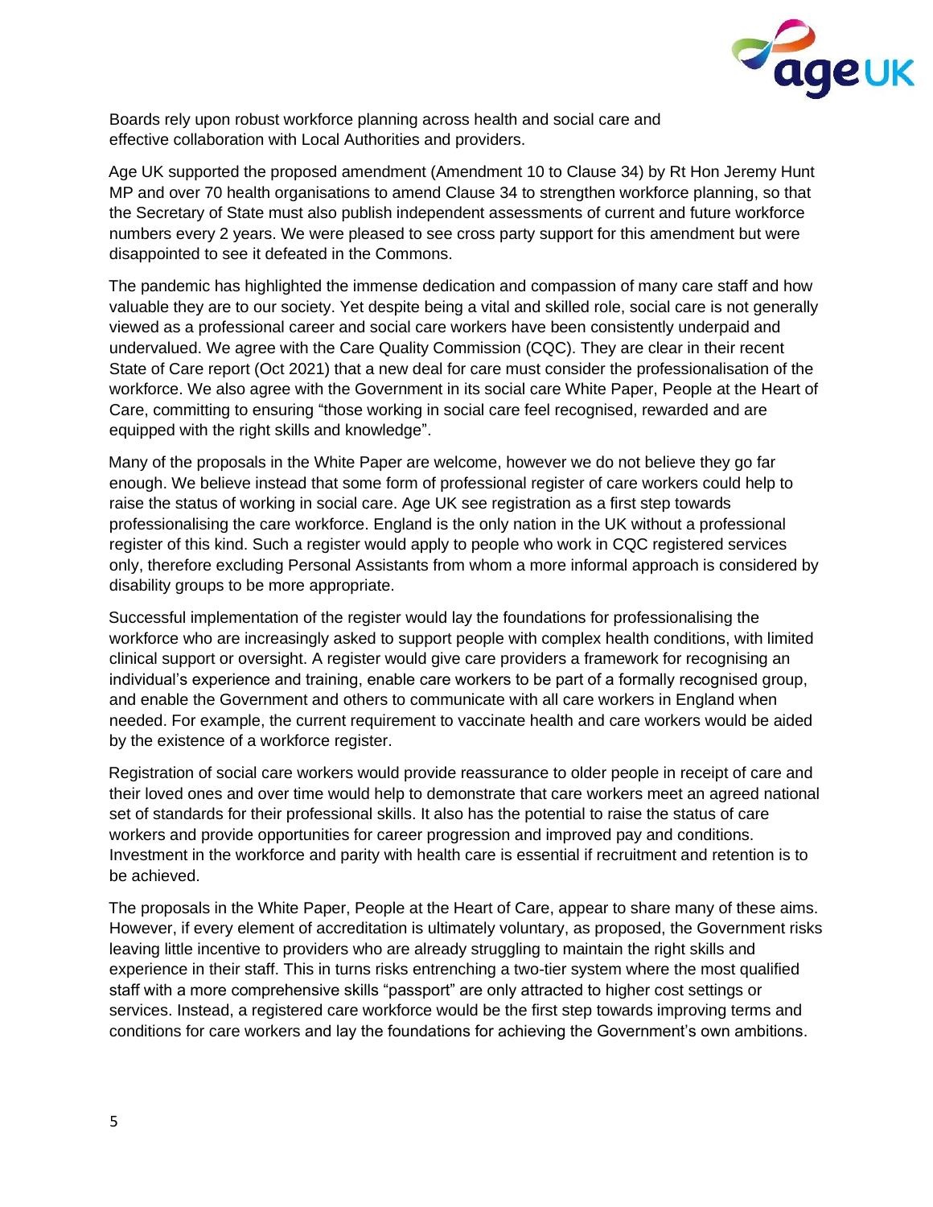Boards rely upon robust workforce planning across health and social care and effective collaboration with Local Authorities and providers.

Age UK supported the proposed amendment (Amendment 10 to Clause 34) by Rt Hon Jeremy Hunt MP and over 70 health organisations to amend Clause 34 to strengthen workforce planning, so that the Secretary of State must also publish independent assessments of current and future workforce numbers every 2 years. We were pleased to see cross party support for this amendment but were disappointed to see it defeated in the Commons.

The pandemic has highlighted the immense dedication and compassion of many care staff and how valuable they are to our society. Yet despite being a vital and skilled role, social care is not generally viewed as a professional career and social care workers have been consistently underpaid and undervalued. We agree with the Care Quality Commission (CQC). They are clear in their recent State of Care report (Oct 2021) that a new deal for care must consider the professionalisation of the workforce. We also agree with the Government in its social care White Paper, People at the Heart of Care, committing to ensuring "those working in social care feel recognised, rewarded and are equipped with the right skills and knowledge".

Many of the proposals in the White Paper are welcome, however we do not believe they go far enough. We believe instead that some form of professional register of care workers could help to raise the status of working in social care. Age UK see registration as a first step towards professionalising the care workforce. England is the only nation in the UK without a professional register of this kind. Such a register would apply to people who work in CQC registered services only, therefore excluding Personal Assistants from whom a more informal approach is considered by disability groups to be more appropriate.

Successful implementation of the register would lay the foundations for professionalising the workforce who are increasingly asked to support people with complex health conditions, with limited clinical support or oversight. A register would give care providers a framework for recognising an individual's experience and training, enable care workers to be part of a formally recognised group, and enable the Government and others to communicate with all care workers in England when needed. For example, the current requirement to vaccinate health and care workers would be aided by the existence of a workforce register.

Registration of social care workers would provide reassurance to older people in receipt of care and their loved ones and over time would help to demonstrate that care workers meet an agreed national set of standards for their professional skills. It also has the potential to raise the status of care workers and provide opportunities for career progression and improved pay and conditions. Investment in the workforce and parity with health care is essential if recruitment and retention is to be achieved.

The proposals in the White Paper, People at the Heart of Care, appear to share many of these aims. However, if every element of accreditation is ultimately voluntary, as proposed, the Government risks leaving little incentive to providers who are already struggling to maintain the right skills and experience in their staff. This in turns risks entrenching a two-tier system where the most qualified staff with a more comprehensive skills "passport" are only attracted to higher cost settings or services. Instead, a registered care workforce would be the first step towards improving terms and conditions for care workers and lay the foundations for achieving the Government's own ambitions.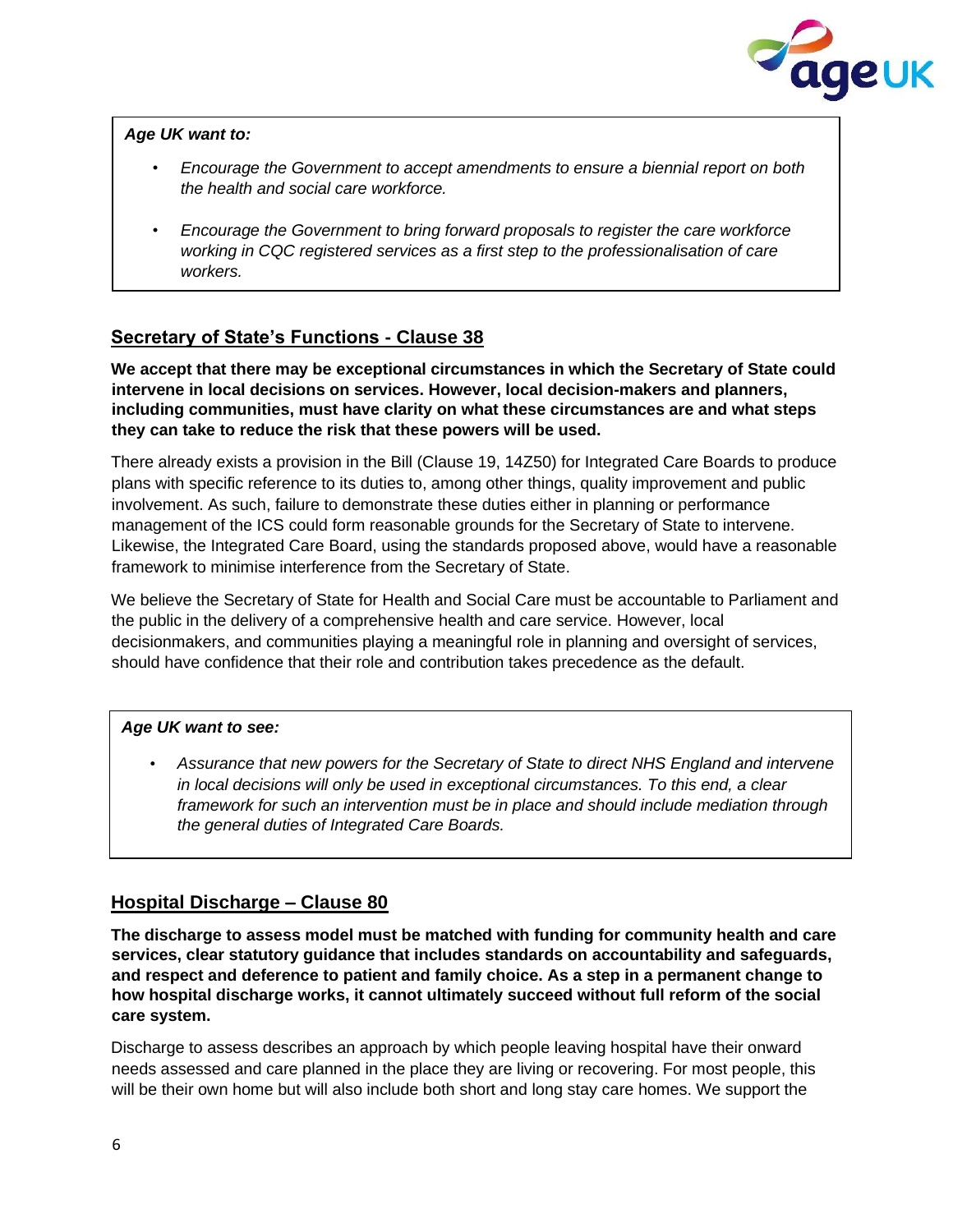*Age UK want to:*

- *Encourage the Government to accept amendments to ensure a biennial report on both the health and social care workforce.*
- *Encourage the Government to bring forward proposals to register the care workforce working in CQC registered services as a first step to the professionalisation of care workers.*

## Secretary of State's Functions - Clause 38

**We accept that there may be exceptional circumstances in which the Secretary of State could intervene in local decisions on services. However, local decision-makers and planners, including communities, must have clarity on what these circumstances are and what steps they can take to reduce the risk that these powers will be used.**

There already exists a provision in the Bill (Clause 19, 14Z50) for Integrated Care Boards to produce plans with specific reference to its duties to, among other things, quality improvement and public involvement. As such, failure to demonstrate these duties either in planning or performance management of the ICS could form reasonable grounds for the Secretary of State to intervene. Likewise, the Integrated Care Board, using the standards proposed above, would have a reasonable framework to minimise interference from the Secretary of State.

We believe the Secretary of State for Health and Social Care must be accountable to Parliament and the public in the delivery of a comprehensive health and care service. However, local decisionmakers, and communities playing a meaningful role in planning and oversight of services, should have confidence that their role and contribution takes precedence as the default.

*Age UK want to see:*

- *Assurance that new powers for the Secretary of State to direct NHS England and intervene in local decisions will only be used in exceptional circumstances. To this end, a clear framework for such an intervention must be in place and should include mediation through the general duties of Integrated Care Boards.*

## Hospital Discharge – Clause 80

**The discharge to assess model must be matched with funding for community health and care services, clear statutory guidance that includes standards on accountability and safeguards, and respect and deference to patient and family choice. As a step in a permanent change to how hospital discharge works, it cannot ultimately succeed without full reform of the social care system.**

Discharge to assess describes an approach by which people leaving hospital have their onward needs assessed and care planned in the place they are living or recovering. For most people, this will be their own home but will also include both short and long stay care homes. We support the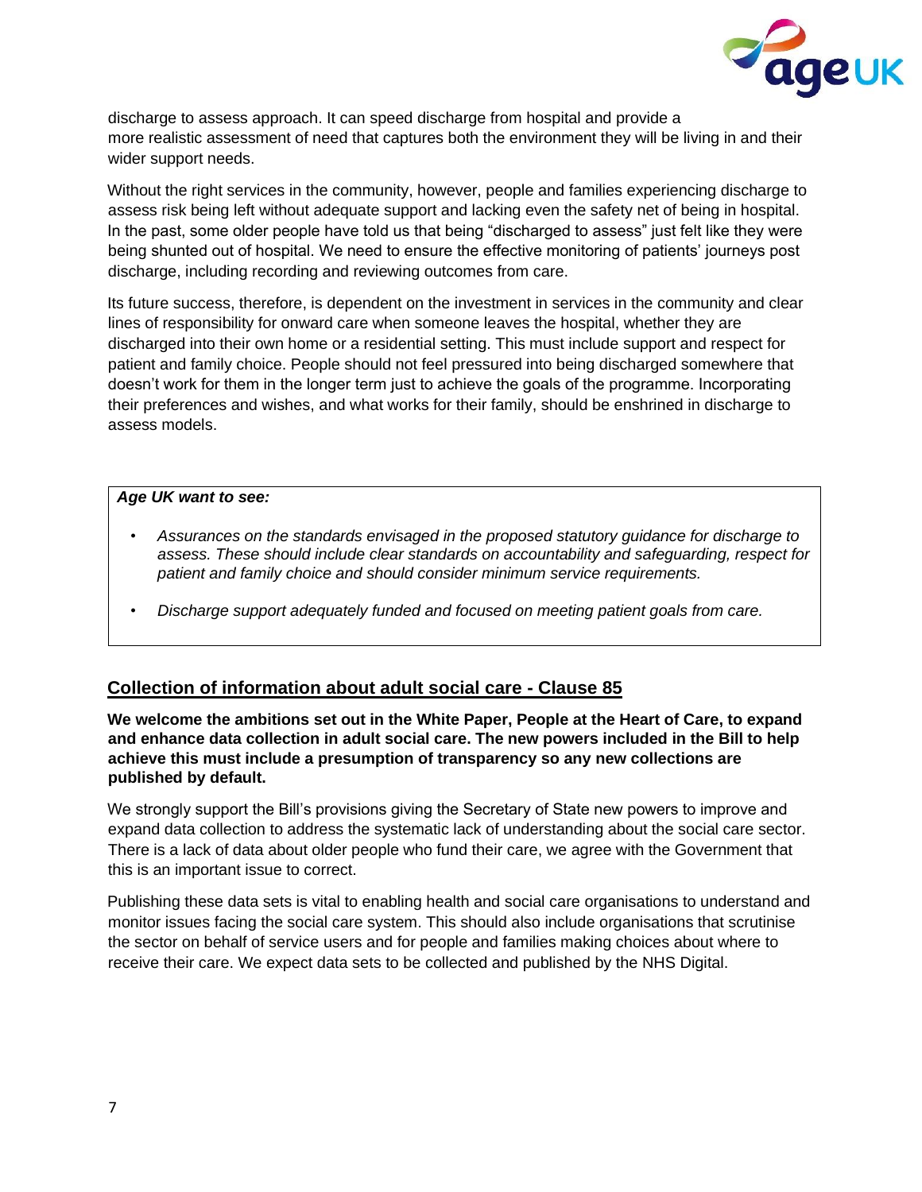discharge to assess approach. It can speed discharge from hospital and provide a more realistic assessment of need that captures both the environment they will be living in and their wider support needs.

Without the right services in the community, however, people and families experiencing discharge to assess risk being left without adequate support and lacking even the safety net of being in hospital. In the past, some older people have told us that being "discharged to assess" just felt like they were being shunted out of hospital. We need to ensure the effective monitoring of patients' journeys post discharge, including recording and reviewing outcomes from care.

Its future success, therefore, is dependent on the investment in services in the community and clear lines of responsibility for onward care when someone leaves the hospital, whether they are discharged into their own home or a residential setting. This must include support and respect for patient and family choice. People should not feel pressured into being discharged somewhere that doesn't work for them in the longer term just to achieve the goals of the programme. Incorporating their preferences and wishes, and what works for their family, should be enshrined in discharge to assess models.

> ***Age UK want to see:***
>
> - *Assurances on the standards envisaged in the proposed statutory guidance for discharge to assess. These should include clear standards on accountability and safeguarding, respect for patient and family choice and should consider minimum service requirements.*
> - *Discharge support adequately funded and focused on meeting patient goals from care.*

## Collection of information about adult social care - Clause 85

**We welcome the ambitions set out in the White Paper, People at the Heart of Care, to expand and enhance data collection in adult social care. The new powers included in the Bill to help achieve this must include a presumption of transparency so any new collections are published by default.**

We strongly support the Bill's provisions giving the Secretary of State new powers to improve and expand data collection to address the systematic lack of understanding about the social care sector. There is a lack of data about older people who fund their care, we agree with the Government that this is an important issue to correct.

Publishing these data sets is vital to enabling health and social care organisations to understand and monitor issues facing the social care system. This should also include organisations that scrutinise the sector on behalf of service users and for people and families making choices about where to receive their care. We expect data sets to be collected and published by the NHS Digital.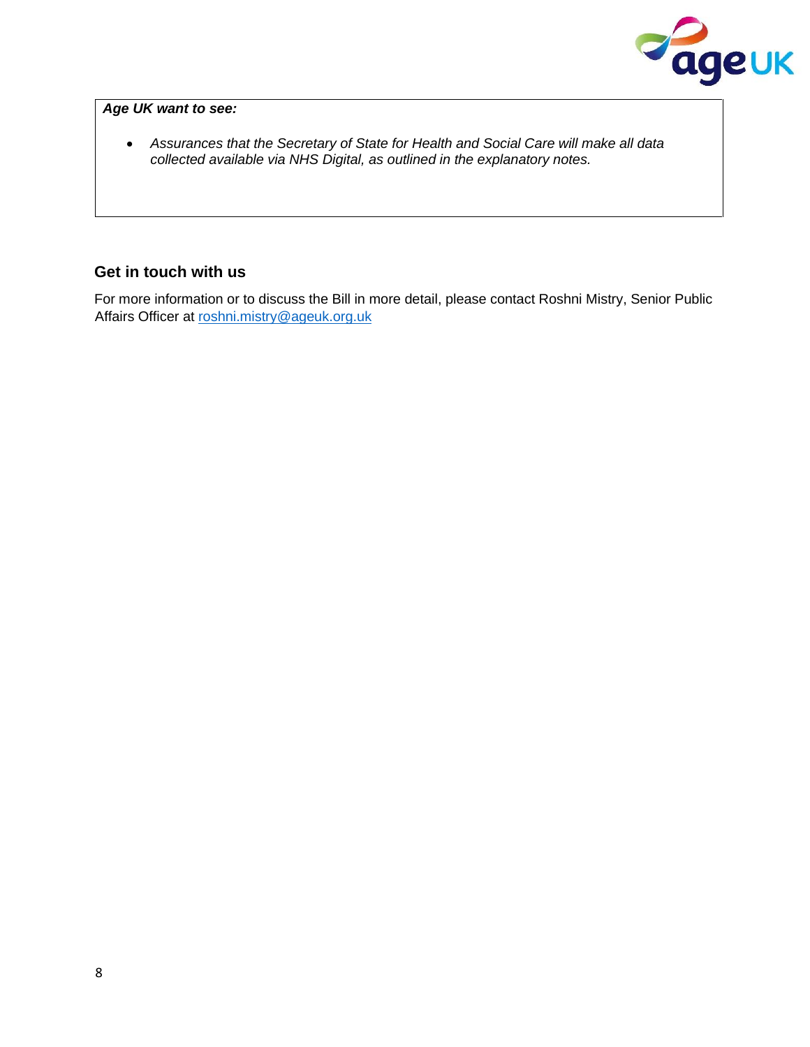***Age UK want to see:***

- *Assurances that the Secretary of State for Health and Social Care will make all data collected available via NHS Digital, as outlined in the explanatory notes.*

## Get in touch with us

For more information or to discuss the Bill in more detail, please contact Roshni Mistry, Senior Public Affairs Officer at roshni.mistry@ageuk.org.uk